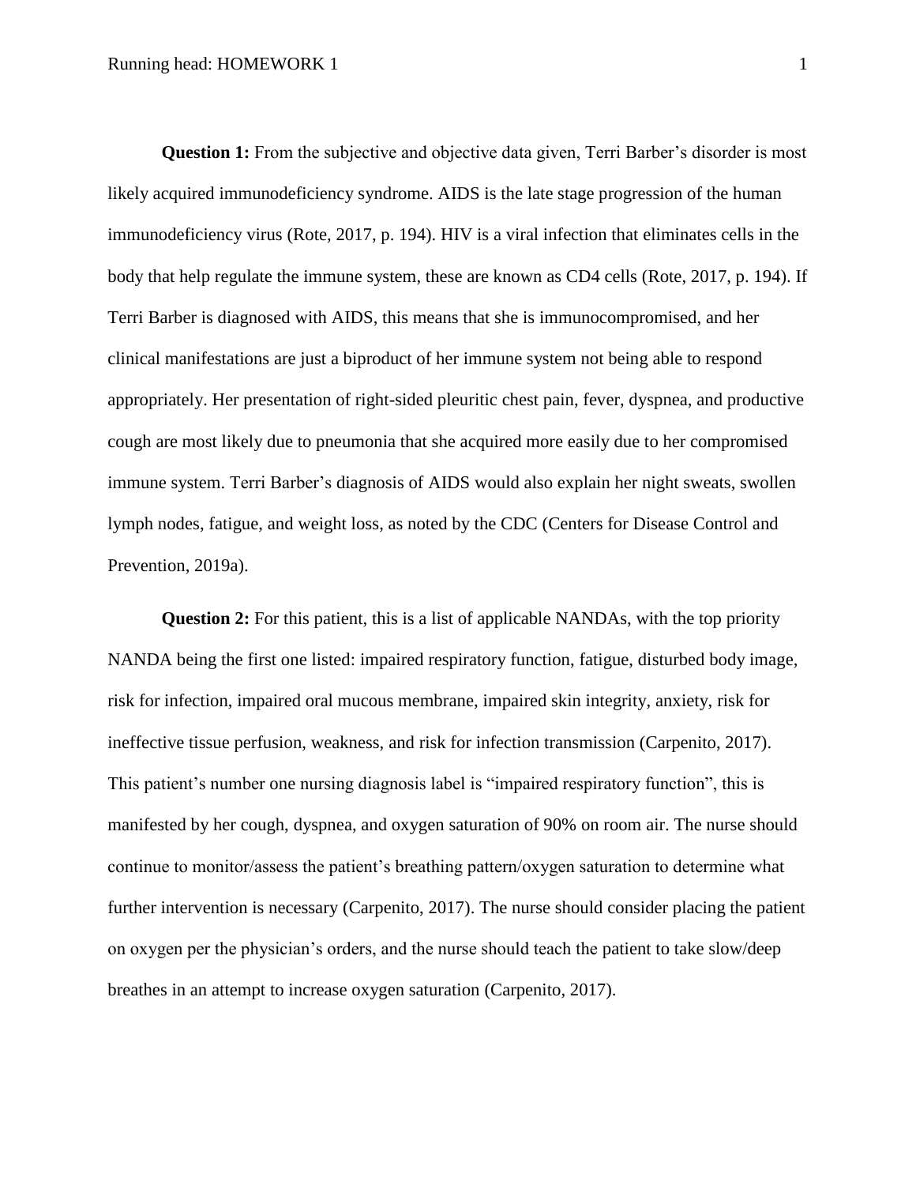**Question 1:** From the subjective and objective data given, Terri Barber's disorder is most likely acquired immunodeficiency syndrome. AIDS is the late stage progression of the human immunodeficiency virus (Rote, 2017, p. 194). HIV is a viral infection that eliminates cells in the body that help regulate the immune system, these are known as CD4 cells (Rote, 2017, p. 194). If Terri Barber is diagnosed with AIDS, this means that she is immunocompromised, and her clinical manifestations are just a biproduct of her immune system not being able to respond appropriately. Her presentation of right-sided pleuritic chest pain, fever, dyspnea, and productive cough are most likely due to pneumonia that she acquired more easily due to her compromised immune system. Terri Barber's diagnosis of AIDS would also explain her night sweats, swollen lymph nodes, fatigue, and weight loss, as noted by the CDC (Centers for Disease Control and Prevention, 2019a).

**Question 2:** For this patient, this is a list of applicable NANDAs, with the top priority NANDA being the first one listed: impaired respiratory function, fatigue, disturbed body image, risk for infection, impaired oral mucous membrane, impaired skin integrity, anxiety, risk for ineffective tissue perfusion, weakness, and risk for infection transmission (Carpenito, 2017). This patient's number one nursing diagnosis label is "impaired respiratory function", this is manifested by her cough, dyspnea, and oxygen saturation of 90% on room air. The nurse should continue to monitor/assess the patient's breathing pattern/oxygen saturation to determine what further intervention is necessary (Carpenito, 2017). The nurse should consider placing the patient on oxygen per the physician's orders, and the nurse should teach the patient to take slow/deep breathes in an attempt to increase oxygen saturation (Carpenito, 2017).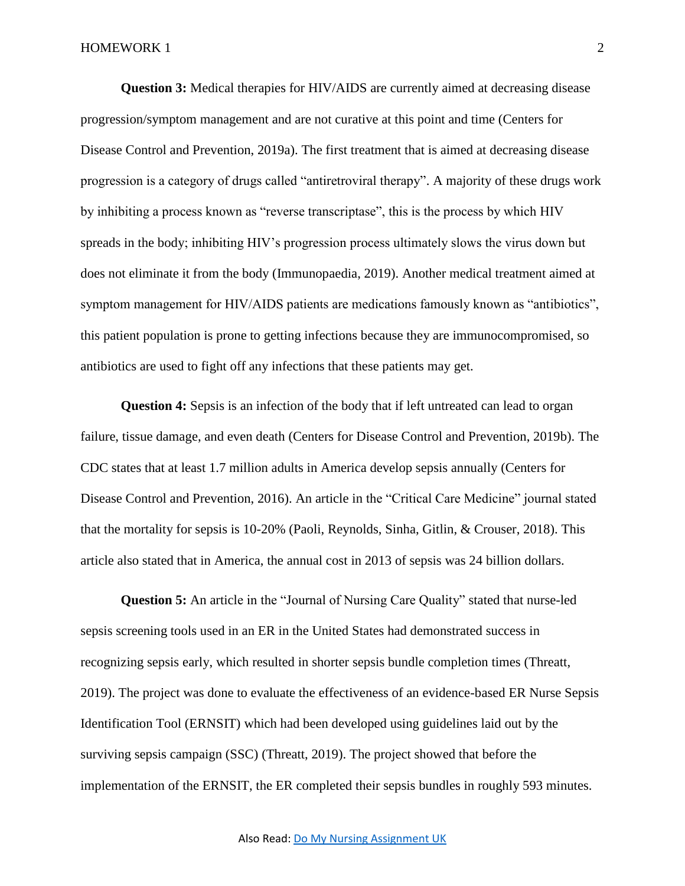**Question 3:** Medical therapies for HIV/AIDS are currently aimed at decreasing disease progression/symptom management and are not curative at this point and time (Centers for Disease Control and Prevention, 2019a). The first treatment that is aimed at decreasing disease progression is a category of drugs called "antiretroviral therapy". A majority of these drugs work by inhibiting a process known as "reverse transcriptase", this is the process by which HIV spreads in the body; inhibiting HIV's progression process ultimately slows the virus down but does not eliminate it from the body (Immunopaedia, 2019). Another medical treatment aimed at symptom management for HIV/AIDS patients are medications famously known as "antibiotics", this patient population is prone to getting infections because they are immunocompromised, so antibiotics are used to fight off any infections that these patients may get.

**Question 4:** Sepsis is an infection of the body that if left untreated can lead to organ failure, tissue damage, and even death (Centers for Disease Control and Prevention, 2019b). The CDC states that at least 1.7 million adults in America develop sepsis annually (Centers for Disease Control and Prevention, 2016). An article in the "Critical Care Medicine" journal stated that the mortality for sepsis is 10-20% (Paoli, Reynolds, Sinha, Gitlin, & Crouser, 2018). This article also stated that in America, the annual cost in 2013 of sepsis was 24 billion dollars.

**Question 5:** An article in the "Journal of Nursing Care Quality" stated that nurse-led sepsis screening tools used in an ER in the United States had demonstrated success in recognizing sepsis early, which resulted in shorter sepsis bundle completion times (Threatt, 2019). The project was done to evaluate the effectiveness of an evidence-based ER Nurse Sepsis Identification Tool (ERNSIT) which had been developed using guidelines laid out by the surviving sepsis campaign (SSC) (Threatt, 2019). The project showed that before the implementation of the ERNSIT, the ER completed their sepsis bundles in roughly 593 minutes.

Also Read: Do My Nursing Assignment UK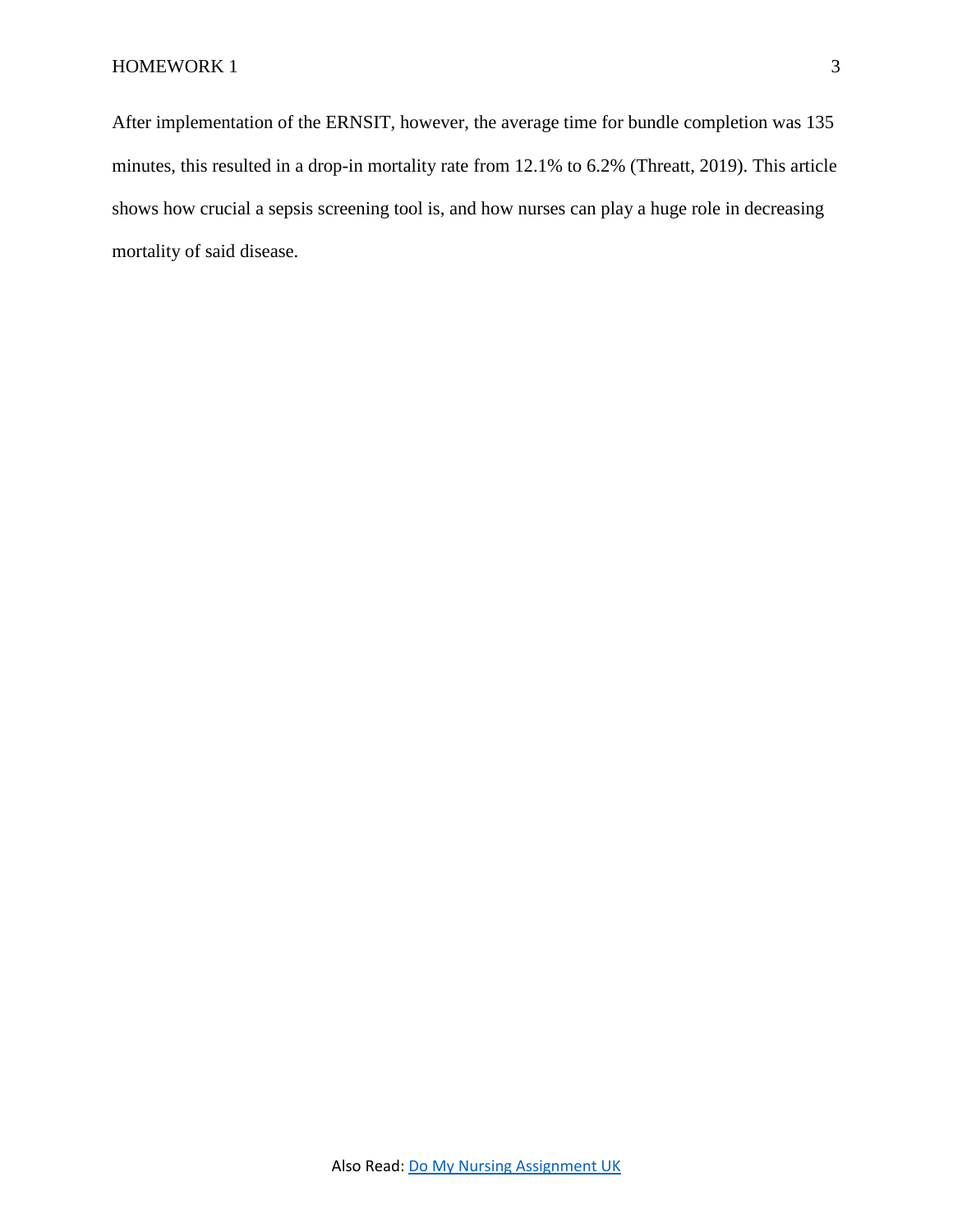After implementation of the ERNSIT, however, the average time for bundle completion was 135 minutes, this resulted in a drop-in mortality rate from 12.1% to 6.2% (Threatt, 2019). This article shows how crucial a sepsis screening tool is, and how nurses can play a huge role in decreasing mortality of said disease.

Also Read: [Do My Nursing Assignment UK]()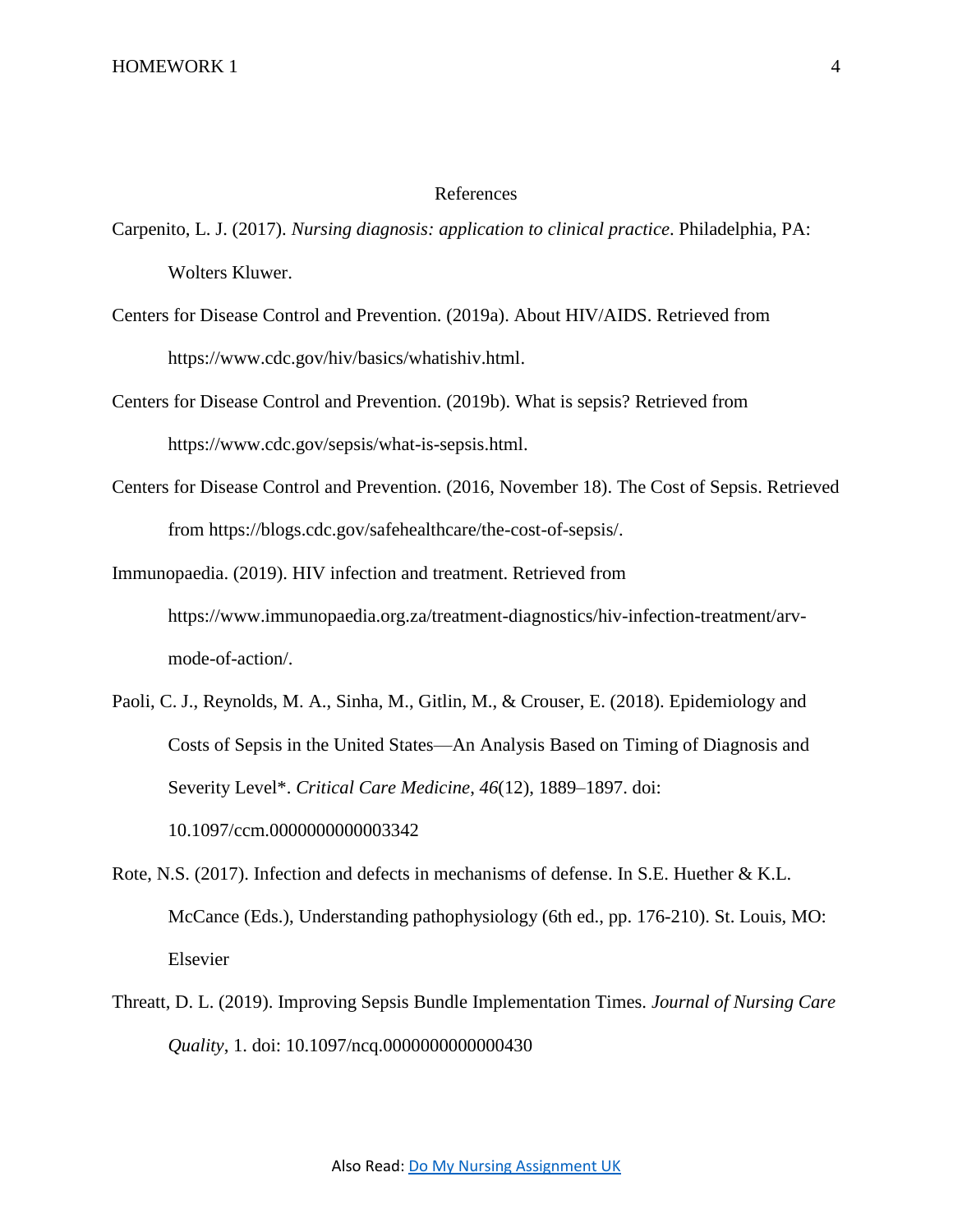# References

Carpenito, L. J. (2017). *Nursing diagnosis: application to clinical practice*. Philadelphia, PA: Wolters Kluwer.

Centers for Disease Control and Prevention. (2019a). About HIV/AIDS. Retrieved from https://www.cdc.gov/hiv/basics/whatishiv.html.

Centers for Disease Control and Prevention. (2019b). What is sepsis? Retrieved from https://www.cdc.gov/sepsis/what-is-sepsis.html.

Centers for Disease Control and Prevention. (2016, November 18). The Cost of Sepsis. Retrieved from https://blogs.cdc.gov/safehealthcare/the-cost-of-sepsis/.

Immunopaedia. (2019). HIV infection and treatment. Retrieved from https://www.immunopaedia.org.za/treatment-diagnostics/hiv-infection-treatment/arv-mode-of-action/.

Paoli, C. J., Reynolds, M. A., Sinha, M., Gitlin, M., & Crouser, E. (2018). Epidemiology and Costs of Sepsis in the United States—An Analysis Based on Timing of Diagnosis and Severity Level*. *Critical Care Medicine*, *46*(12), 1889–1897. doi: 10.1097/ccm.0000000000003342

Rote, N.S. (2017). Infection and defects in mechanisms of defense. In S.E. Huether & K.L. McCance (Eds.), Understanding pathophysiology (6th ed., pp. 176-210). St. Louis, MO: Elsevier

Threatt, D. L. (2019). Improving Sepsis Bundle Implementation Times. *Journal of Nursing Care Quality*, 1. doi: 10.1097/ncq.0000000000000430